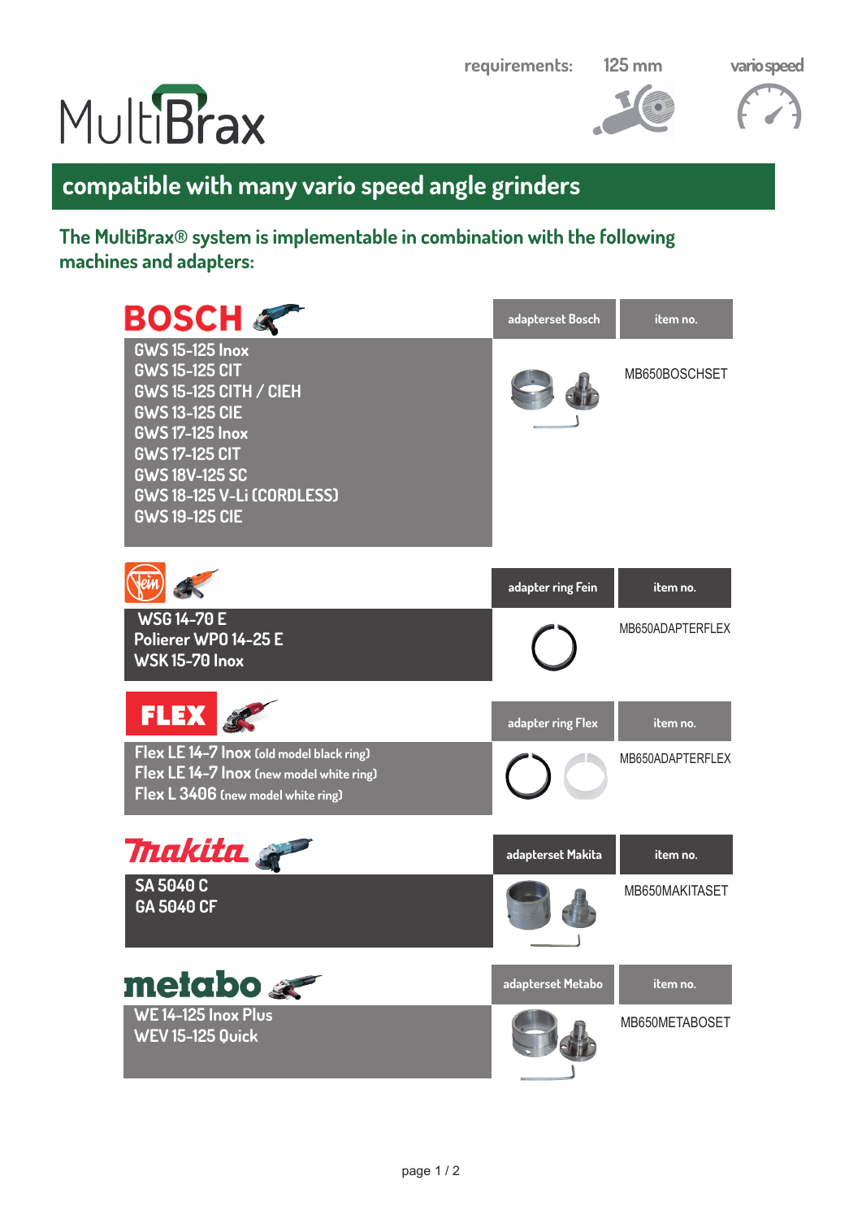# MultiBrax

requirements: 125 mm vario speed

## compatible with many vario speed angle grinders

**The MultiBrax® system is implementable in combination with the following machines and adapters:**

| BOSCH | adapterset Bosch | item no. |
|---|---|---|
| GWS 15-125 Inox<br>GWS 15-125 CIT<br>GWS 15-125 CITH / CIEH<br>GWS 13-125 CIE<br>GWS 17-125 Inox<br>GWS 17-125 CIT<br>GWS 18V-125 SC<br>GWS 18-125 V-Li (CORDLESS)<br>GWS 19-125 CIE | | MB650BOSCHSET |

| Fein | adapter ring Fein | item no. |
|---|---|---|
| WSG 14-70 E<br>Polierer WPO 14-25 E<br>WSK 15-70 Inox | | MB650ADAPTERFLEX |

| FLEX | adapter ring Flex | item no. |
|---|---|---|
| Flex LE 14-7 Inox (old model black ring)<br>Flex LE 14-7 Inox (new model white ring)<br>Flex L 3406 (new model white ring) | | MB650ADAPTERFLEX |

| Makita | adapterset Makita | item no. |
|---|---|---|
| SA 5040 C<br>GA 5040 CF | | MB650MAKITASET |

| metabo | adapterset Metabo | item no. |
|---|---|---|
| WE 14-125 Inox Plus<br>WEV 15-125 Quick | | MB650METABOSET |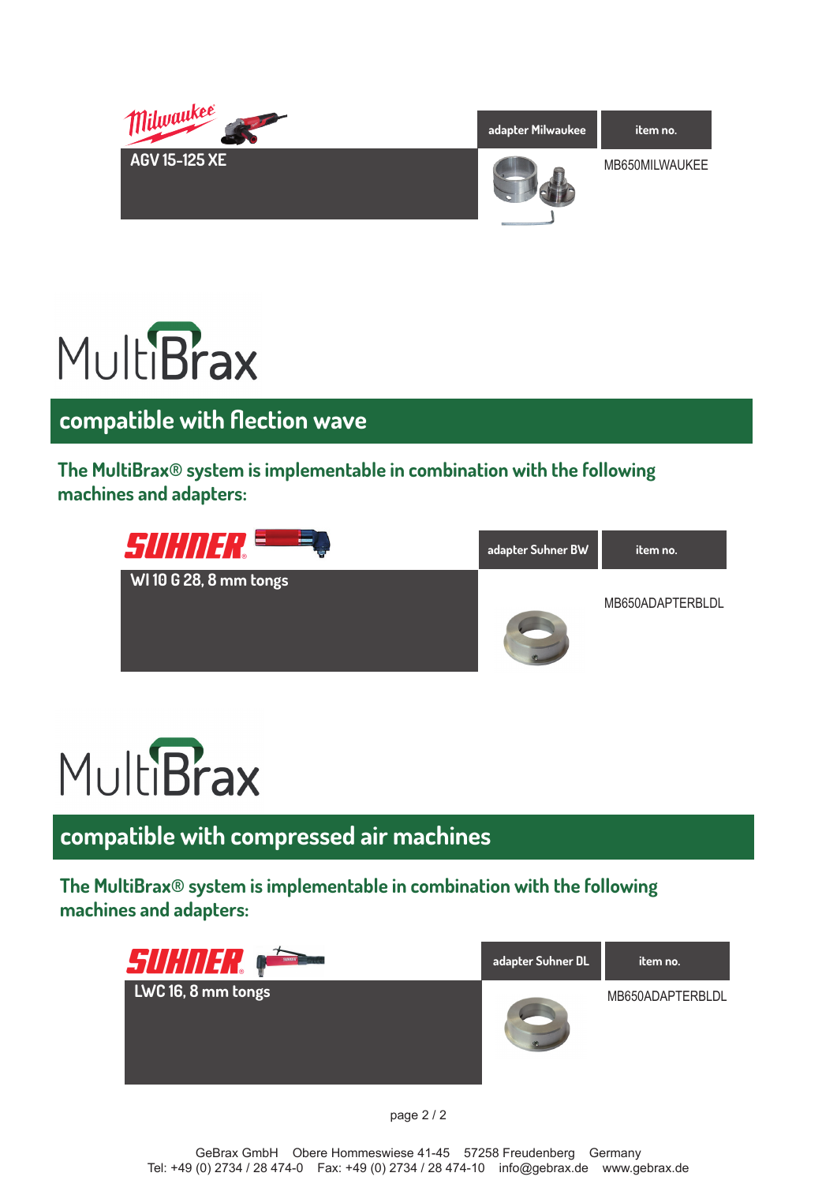| Milwaukee | adapter Milwaukee | item no. |
|---|---|---|
| AGV 15-125 XE | | MB650MILWAUKEE |

# MultiBrax

## compatible with flection wave

**The MultiBrax® system is implementable in combination with the following machines and adapters:**

| SUHNER | adapter Suhner BW | item no. |
|---|---|---|
| WI 10 G 28, 8 mm tongs | | MB650ADAPTERBLDL |

# MultiBrax

## compatible with compressed air machines

**The MultiBrax® system is implementable in combination with the following machines and adapters:**

| SUHNER | adapter Suhner DL | item no. |
|---|---|---|
| LWC 16, 8 mm tongs | | MB650ADAPTERBLDL |

GeBrax GmbH  Obere Hommeswiese 41-45  57258 Freudenberg  Germany
Tel: +49 (0) 2734 / 28 474-0  Fax: +49 (0) 2734 / 28 474-10  info@gebrax.de  www.gebrax.de